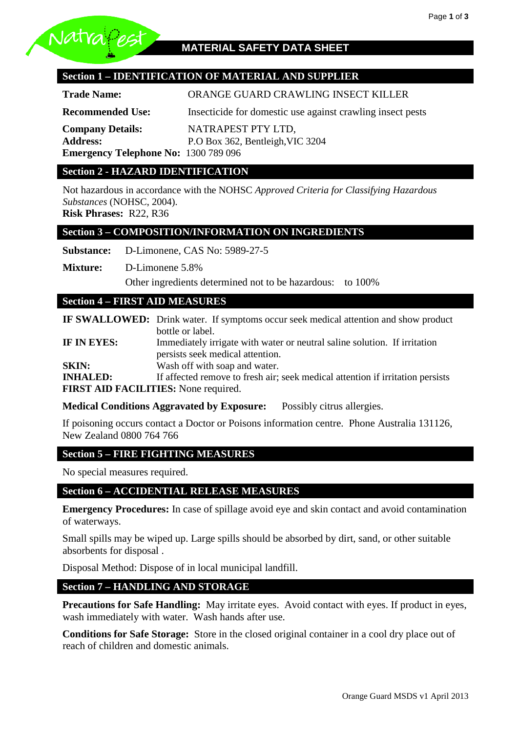# MATERIAL SAFETY DATA SHEET

## Section 1 – IDENTIFICATION OF MATERIAL AND SUPPLIER

**Trade Name:** ORANGE GUARD CRAWLING INSECT KILLER

**Recommended Use:** Insecticide for domestic use against crawling insect pests

**Company Details:** NATRAPEST PTY LTD,
**Address:** P.O Box 362, Bentleigh,VIC 3204
**Emergency Telephone No:** 1300 789 096

## Section 2 - HAZARD IDENTIFICATION

Not hazardous in accordance with the NOHSC *Approved Criteria for Classifying Hazardous Substances* (NOHSC, 2004).
**Risk Phrases:** R22, R36

## Section 3 – COMPOSITION/INFORMATION ON INGREDIENTS

**Substance:** D-Limonene, CAS No: 5989-27-5

**Mixture:** D-Limonene 5.8%

Other ingredients determined not to be hazardous: to 100%

## Section 4 – FIRST AID MEASURES

**IF SWALLOWED:** Drink water. If symptoms occur seek medical attention and show product bottle or label.
**IF IN EYES:** Immediately irrigate with water or neutral saline solution. If irritation persists seek medical attention.
**SKIN:** Wash off with soap and water.
**INHALED:** If affected remove to fresh air; seek medical attention if irritation persists
**FIRST AID FACILITIES:** None required.

**Medical Conditions Aggravated by Exposure:** Possibly citrus allergies.

If poisoning occurs contact a Doctor or Poisons information centre. Phone Australia 131126, New Zealand 0800 764 766

## Section 5 – FIRE FIGHTING MEASURES

No special measures required.

## Section 6 – ACCIDENTIAL RELEASE MEASURES

**Emergency Procedures:** In case of spillage avoid eye and skin contact and avoid contamination of waterways.

Small spills may be wiped up. Large spills should be absorbed by dirt, sand, or other suitable absorbents for disposal .

Disposal Method: Dispose of in local municipal landfill.

## Section 7 – HANDLING AND STORAGE

**Precautions for Safe Handling:** May irritate eyes. Avoid contact with eyes. If product in eyes, wash immediately with water. Wash hands after use.

**Conditions for Safe Storage:** Store in the closed original container in a cool dry place out of reach of children and domestic animals.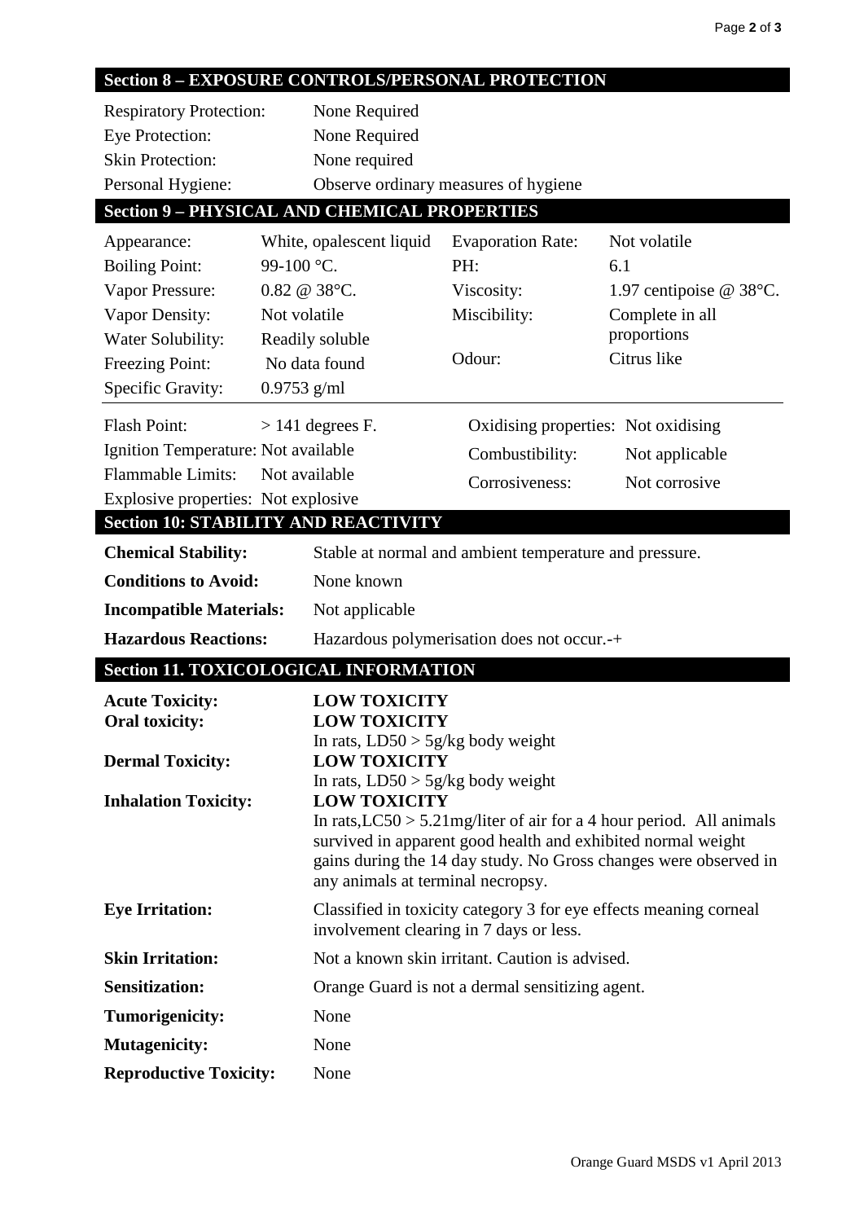## Section 8 – EXPOSURE CONTROLS/PERSONAL PROTECTION

| | |
|---|---|
| Respiratory Protection: | None Required |
| Eye Protection: | None Required |
| Skin Protection: | None required |
| Personal Hygiene: | Observe ordinary measures of hygiene |

## Section 9 – PHYSICAL AND CHEMICAL PROPERTIES

| | | | |
|---|---|---|---|
| Appearance: | White, opalescent liquid | Evaporation Rate: | Not volatile |
| Boiling Point: | 99-100 °C. | PH: | 6.1 |
| Vapor Pressure: | 0.82 @ 38°C. | Viscosity: | 1.97 centipoise @ 38°C. |
| Vapor Density: | Not volatile | Miscibility: | Complete in all proportions |
| Water Solubility: | Readily soluble | | |
| Freezing Point: | No data found | Odour: | Citrus like |
| Specific Gravity: | 0.9753 g/ml | | |

| | | | |
|---|---|---|---|
| Flash Point: | > 141 degrees F. | Oxidising properties: | Not oxidising |
| Ignition Temperature: | Not available | Combustibility: | Not applicable |
| Flammable Limits: | Not available | Corrosiveness: | Not corrosive |
| Explosive properties: | Not explosive | | |

## Section 10: STABILITY AND REACTIVITY

| | |
|---|---|
| **Chemical Stability:** | Stable at normal and ambient temperature and pressure. |
| **Conditions to Avoid:** | None known |
| **Incompatible Materials:** | Not applicable |
| **Hazardous Reactions:** | Hazardous polymerisation does not occur.-+ |

## Section 11. TOXICOLOGICAL INFORMATION

| | |
|---|---|
| **Acute Toxicity:** | **LOW TOXICITY** |
| **Oral toxicity:** | **LOW TOXICITY** In rats, LD50 > 5g/kg body weight |
| **Dermal Toxicity:** | **LOW TOXICITY** In rats, LD50 > 5g/kg body weight |
| **Inhalation Toxicity:** | **LOW TOXICITY** In rats,LC50 > 5.21mg/liter of air for a 4 hour period. All animals survived in apparent good health and exhibited normal weight gains during the 14 day study. No Gross changes were observed in any animals at terminal necropsy. |
| **Eye Irritation:** | Classified in toxicity category 3 for eye effects meaning corneal involvement clearing in 7 days or less. |
| **Skin Irritation:** | Not a known skin irritant. Caution is advised. |
| **Sensitization:** | Orange Guard is not a dermal sensitizing agent. |
| **Tumorigenicity:** | None |
| **Mutagenicity:** | None |
| **Reproductive Toxicity:** | None |

Orange Guard MSDS v1 April 2013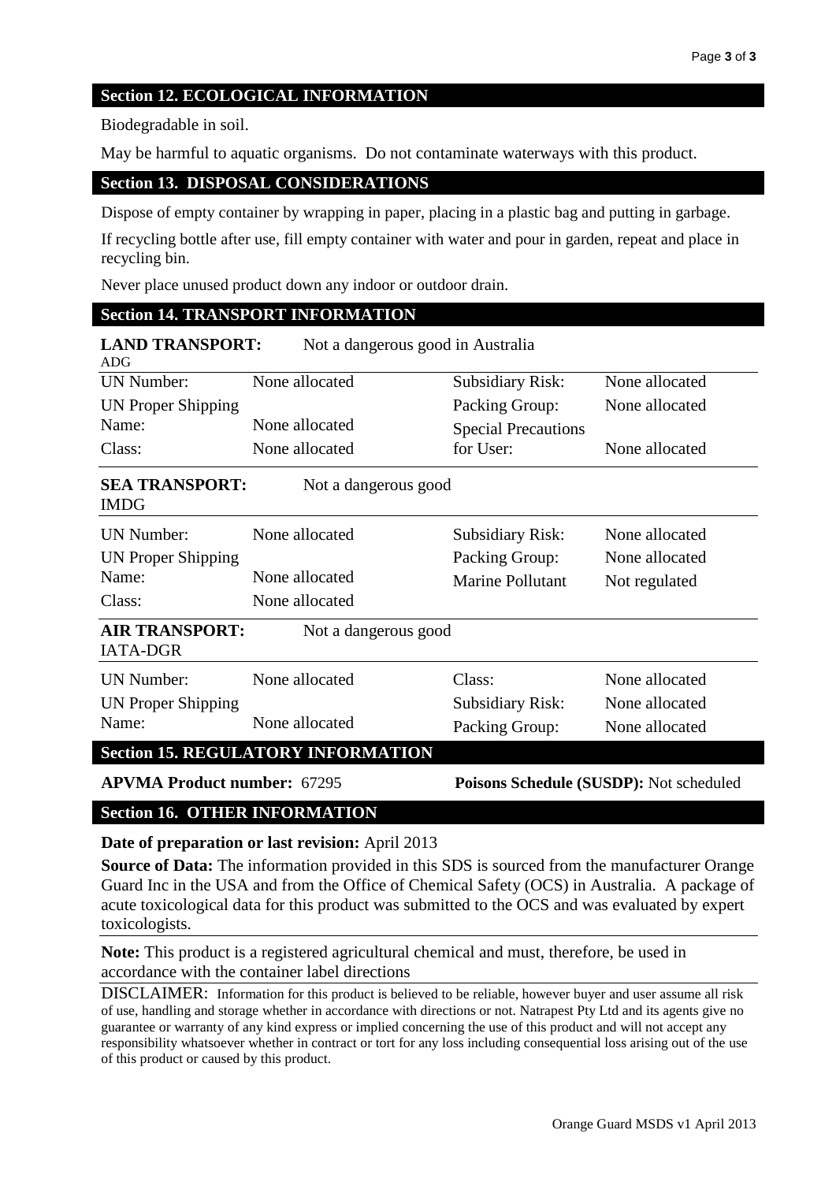## Section 12. ECOLOGICAL INFORMATION

Biodegradable in soil.

May be harmful to aquatic organisms. Do not contaminate waterways with this product.

## Section 13. DISPOSAL CONSIDERATIONS

Dispose of empty container by wrapping in paper, placing in a plastic bag and putting in garbage.

If recycling bottle after use, fill empty container with water and pour in garden, repeat and place in recycling bin.

Never place unused product down any indoor or outdoor drain.

## Section 14. TRANSPORT INFORMATION

**LAND TRANSPORT:** Not a dangerous good in Australia
ADG

| | | | |
|---|---|---|---|
| UN Number: | None allocated | Subsidiary Risk: | None allocated |
| UN Proper Shipping Name: | None allocated | Packing Group: | None allocated |
| Class: | None allocated | Special Precautions for User: | None allocated |

**SEA TRANSPORT:** Not a dangerous good
IMDG

| | | | |
|---|---|---|---|
| UN Number: | None allocated | Subsidiary Risk: | None allocated |
| UN Proper Shipping Name: | None allocated | Packing Group: | None allocated |
| Class: | None allocated | Marine Pollutant | Not regulated |

**AIR TRANSPORT:** Not a dangerous good
IATA-DGR

| | | | |
|---|---|---|---|
| UN Number: | None allocated | Class: | None allocated |
| UN Proper Shipping Name: | None allocated | Subsidiary Risk: | None allocated |
| | | Packing Group: | None allocated |

## Section 15. REGULATORY INFORMATION

**APVMA Product number:** 67295

**Poisons Schedule (SUSDP):** Not scheduled

## Section 16. OTHER INFORMATION

**Date of preparation or last revision:** April 2013

**Source of Data:** The information provided in this SDS is sourced from the manufacturer Orange Guard Inc in the USA and from the Office of Chemical Safety (OCS) in Australia. A package of acute toxicological data for this product was submitted to the OCS and was evaluated by expert toxicologists.

**Note:** This product is a registered agricultural chemical and must, therefore, be used in accordance with the container label directions

DISCLAIMER: Information for this product is believed to be reliable, however buyer and user assume all risk of use, handling and storage whether in accordance with directions or not. Natrapest Pty Ltd and its agents give no guarantee or warranty of any kind express or implied concerning the use of this product and will not accept any responsibility whatsoever whether in contract or tort for any loss including consequential loss arising out of the use of this product or caused by this product.